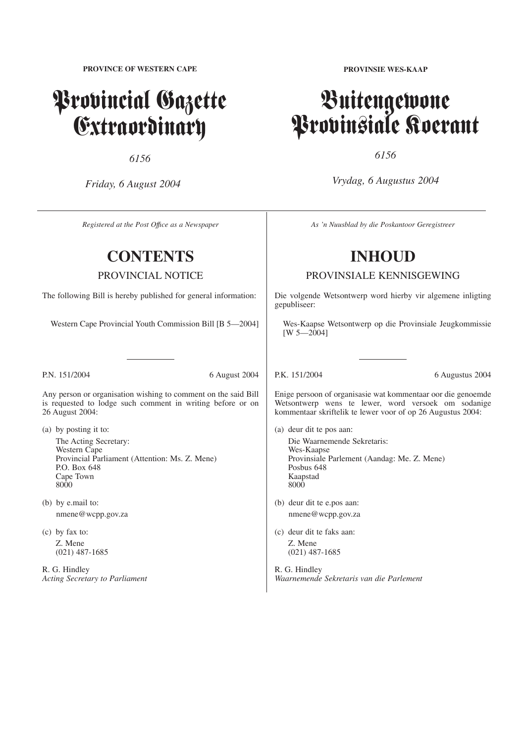**PROVINCE OF WESTERN CAPE**

# Provincial Gazette Extraordinary

*6156*

*Friday, 6 August 2004*

*Registered at the Post Office as a Newspaper*

## CONTENTS

### PROVINCIAL NOTICE

The following Bill is hereby published for general information:

Western Cape Provincial Youth Commission Bill [B 5—2004]

---

P.N. 151/2004 6 August 2004

Any person or organisation wishing to comment on the said Bill is requested to lodge such comment in writing before or on 26 August 2004:

(a) by posting it to:

The Acting Secretary:
Western Cape
Provincial Parliament (Attention: Ms. Z. Mene)
P.O. Box 648
Cape Town
8000

(b) by e.mail to:

nmene@wcpp.gov.za

(c) by fax to:

Z. Mene
(021) 487-1685

R. G. Hindley
*Acting Secretary to Parliament*

**PROVINSIE WES-KAAP**

# Buitengewone Provinsiale Koerant

*6156*

*Vrydag, 6 Augustus 2004*

*As 'n Nuusblad by die Poskantoor Geregistreer*

## INHOUD

### PROVINSIALE KENNISGEWING

Die volgende Wetsontwerp word hierby vir algemene inligting gepubliseer:

Wes-Kaapse Wetsontwerp op die Provinsiale Jeugkommissie [W 5—2004]

---

P.K. 151/2004 6 Augustus 2004

Enige persoon of organisasie wat kommentaar oor die genoemde Wetsontwerp wens te lewer, word versoek om sodanige kommentaar skriftelik te lewer voor of op 26 Augustus 2004:

(a) deur dit te pos aan:

Die Waarnemende Sekretaris:
Wes-Kaapse
Provinsiale Parlement (Aandag: Me. Z. Mene)
Posbus 648
Kaapstad
8000

(b) deur dit te e.pos aan:

nmene@wcpp.gov.za

(c) deur dit te faks aan:

Z. Mene
(021) 487-1685

R. G. Hindley
*Waarnemende Sekretaris van die Parlement*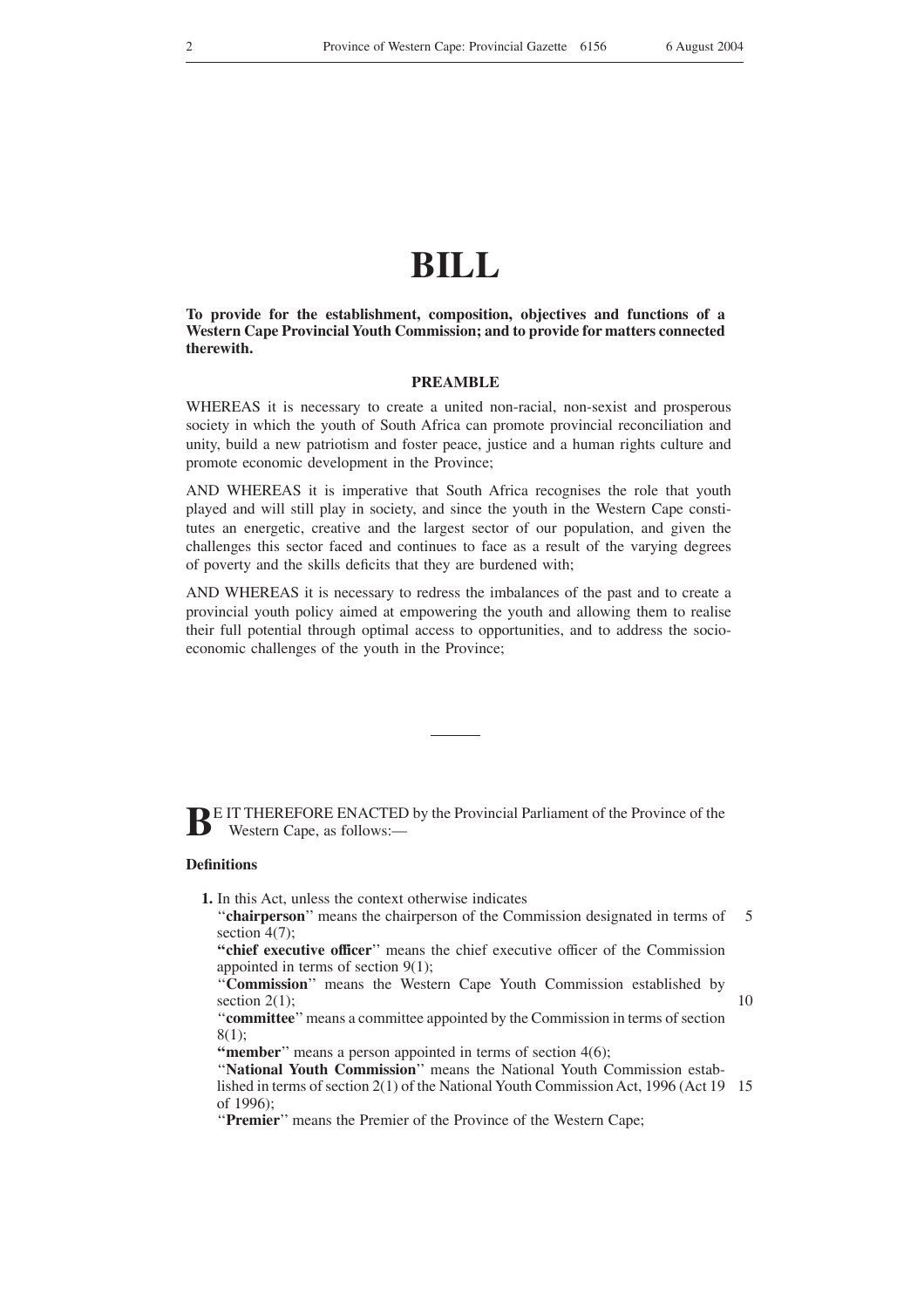# BILL

**To provide for the establishment, composition, objectives and functions of a Western Cape Provincial Youth Commission; and to provide for matters connected therewith.**

## PREAMBLE

WHEREAS it is necessary to create a united non-racial, non-sexist and prosperous society in which the youth of South Africa can promote provincial reconciliation and unity, build a new patriotism and foster peace, justice and a human rights culture and promote economic development in the Province;

AND WHEREAS it is imperative that South Africa recognises the role that youth played and will still play in society, and since the youth in the Western Cape constitutes an energetic, creative and the largest sector of our population, and given the challenges this sector faced and continues to face as a result of the varying degrees of poverty and the skills deficits that they are burdened with;

AND WHEREAS it is necessary to redress the imbalances of the past and to create a provincial youth policy aimed at empowering the youth and allowing them to realise their full potential through optimal access to opportunities, and to address the socio-economic challenges of the youth in the Province;

---

BE IT THEREFORE ENACTED by the Provincial Parliament of the Province of the Western Cape, as follows:—

**Definitions**

**1.** In this Act, unless the context otherwise indicates

"**chairperson**" means the chairperson of the Commission designated in terms of section 4(7);

"**chief executive officer**" means the chief executive officer of the Commission appointed in terms of section 9(1);

"**Commission**" means the Western Cape Youth Commission established by section 2(1);

"**committee**" means a committee appointed by the Commission in terms of section 8(1);

"**member**" means a person appointed in terms of section 4(6);

"**National Youth Commission**" means the National Youth Commission established in terms of section 2(1) of the National Youth Commission Act, 1996 (Act 19 of 1996);

"**Premier**" means the Premier of the Province of the Western Cape;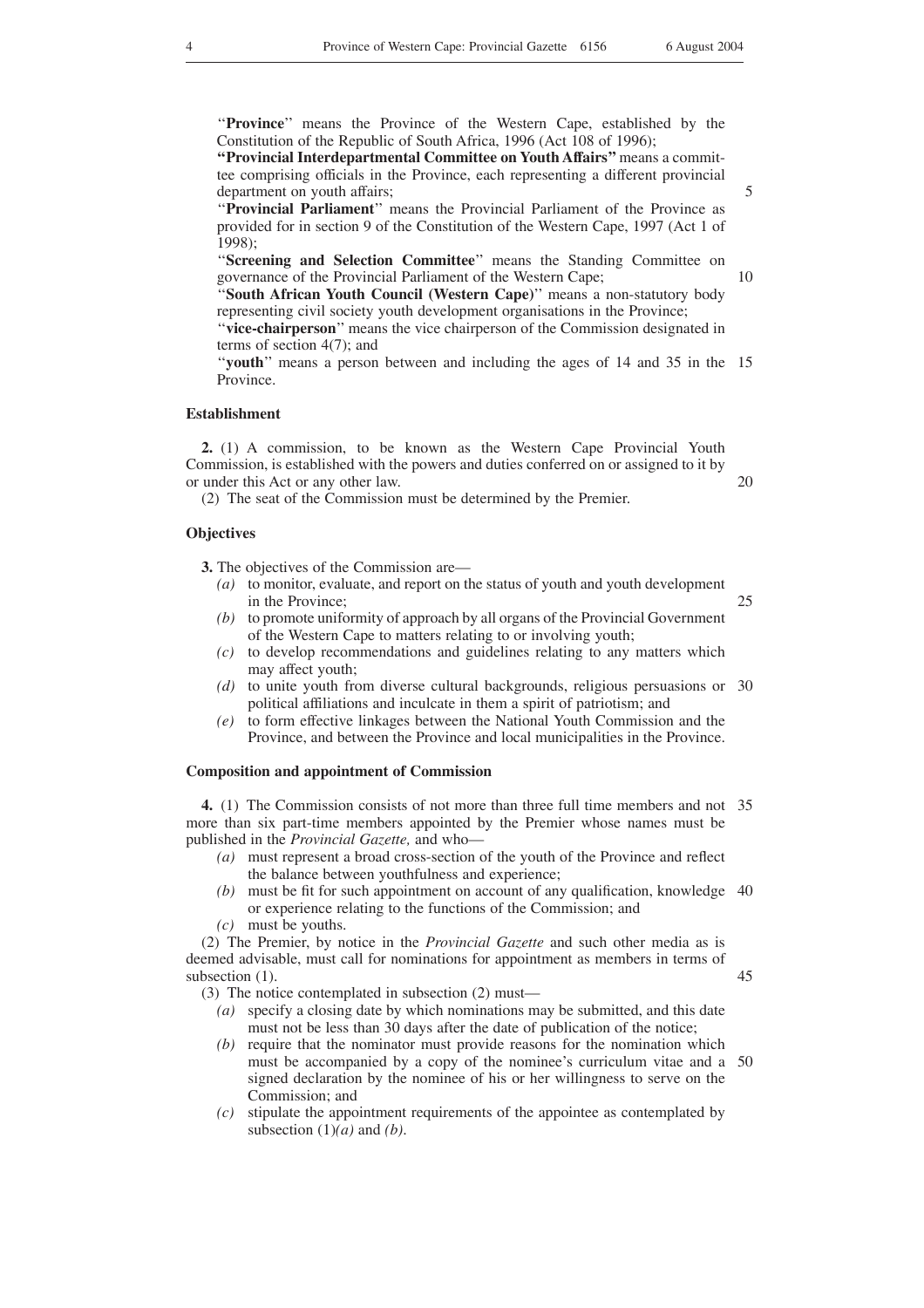"**Province**" means the Province of the Western Cape, established by the Constitution of the Republic of South Africa, 1996 (Act 108 of 1996);

"**Provincial Interdepartmental Committee on Youth Affairs**" means a committee comprising officials in the Province, each representing a different provincial department on youth affairs;

"**Provincial Parliament**" means the Provincial Parliament of the Province as provided for in section 9 of the Constitution of the Western Cape, 1997 (Act 1 of 1998);

"**Screening and Selection Committee**" means the Standing Committee on governance of the Provincial Parliament of the Western Cape;

"**South African Youth Council (Western Cape)**" means a non-statutory body representing civil society youth development organisations in the Province;

"**vice-chairperson**" means the vice chairperson of the Commission designated in terms of section 4(7); and

"**youth**" means a person between and including the ages of 14 and 35 in the Province.

**Establishment**

**2.** (1) A commission, to be known as the Western Cape Provincial Youth Commission, is established with the powers and duties conferred on or assigned to it by or under this Act or any other law.

(2) The seat of the Commission must be determined by the Premier.

**Objectives**

**3.** The objectives of the Commission are—

*(a)* to monitor, evaluate, and report on the status of youth and youth development in the Province;

*(b)* to promote uniformity of approach by all organs of the Provincial Government of the Western Cape to matters relating to or involving youth;

*(c)* to develop recommendations and guidelines relating to any matters which may affect youth;

*(d)* to unite youth from diverse cultural backgrounds, religious persuasions or political affiliations and inculcate in them a spirit of patriotism; and

*(e)* to form effective linkages between the National Youth Commission and the Province, and between the Province and local municipalities in the Province.

**Composition and appointment of Commission**

**4.** (1) The Commission consists of not more than three full time members and not more than six part-time members appointed by the Premier whose names must be published in the *Provincial Gazette,* and who—

*(a)* must represent a broad cross-section of the youth of the Province and reflect the balance between youthfulness and experience;

*(b)* must be fit for such appointment on account of any qualification, knowledge or experience relating to the functions of the Commission; and

*(c)* must be youths.

(2) The Premier, by notice in the *Provincial Gazette* and such other media as is deemed advisable, must call for nominations for appointment as members in terms of subsection (1).

(3) The notice contemplated in subsection (2) must—

*(a)* specify a closing date by which nominations may be submitted, and this date must not be less than 30 days after the date of publication of the notice;

*(b)* require that the nominator must provide reasons for the nomination which must be accompanied by a copy of the nominee's curriculum vitae and a signed declaration by the nominee of his or her willingness to serve on the Commission; and

*(c)* stipulate the appointment requirements of the appointee as contemplated by subsection (1)*(a)* and *(b)*.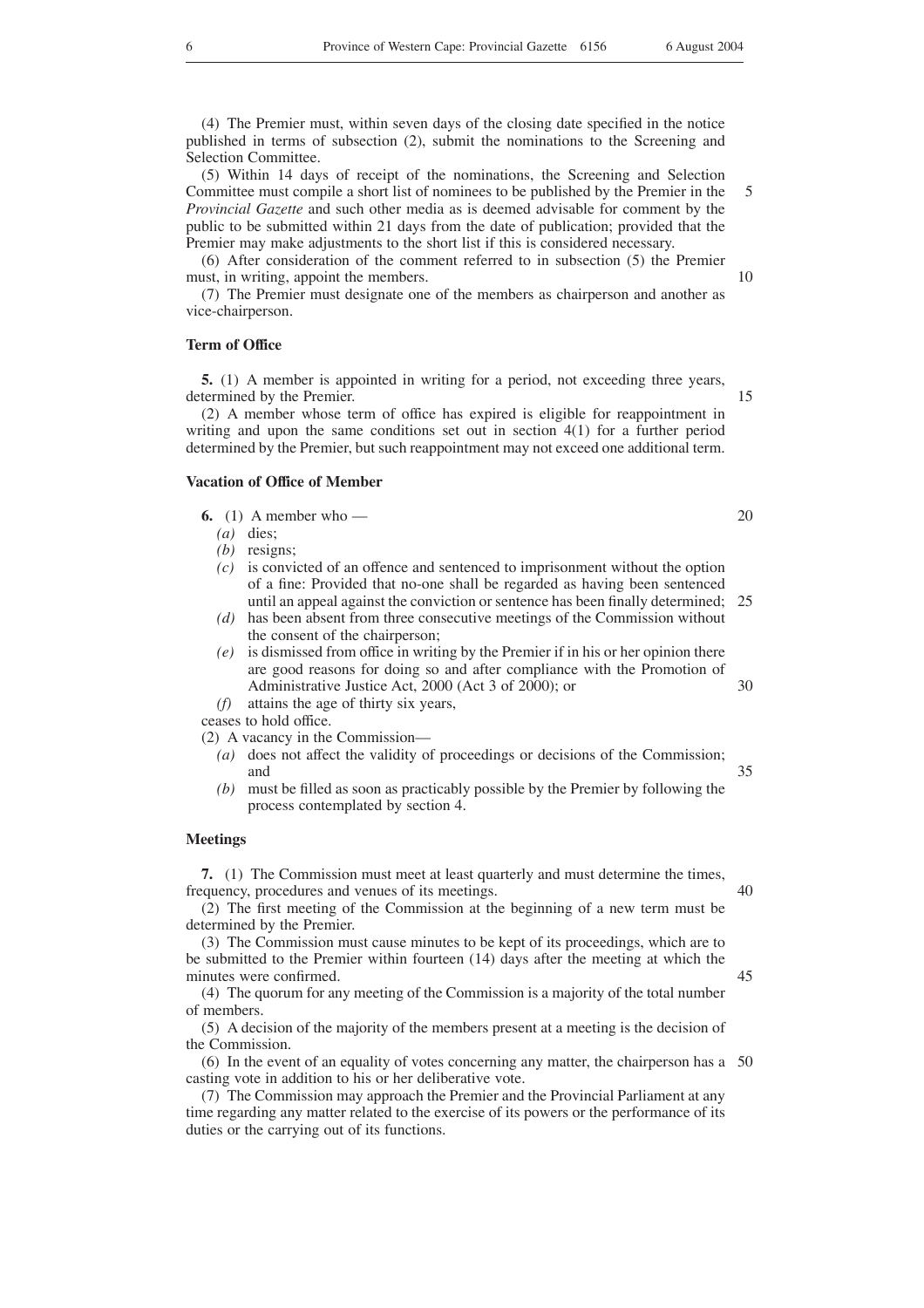(4) The Premier must, within seven days of the closing date specified in the notice published in terms of subsection (2), submit the nominations to the Screening and Selection Committee.

(5) Within 14 days of receipt of the nominations, the Screening and Selection Committee must compile a short list of nominees to be published by the Premier in the *Provincial Gazette* and such other media as is deemed advisable for comment by the public to be submitted within 21 days from the date of publication; provided that the Premier may make adjustments to the short list if this is considered necessary.

(6) After consideration of the comment referred to in subsection (5) the Premier must, in writing, appoint the members.

(7) The Premier must designate one of the members as chairperson and another as vice-chairperson.

**Term of Office**

**5.** (1) A member is appointed in writing for a period, not exceeding three years, determined by the Premier.

(2) A member whose term of office has expired is eligible for reappointment in writing and upon the same conditions set out in section 4(1) for a further period determined by the Premier, but such reappointment may not exceed one additional term.

**Vacation of Office of Member**

**6.** (1) A member who —

*(a)* dies;

*(b)* resigns;

*(c)* is convicted of an offence and sentenced to imprisonment without the option of a fine: Provided that no-one shall be regarded as having been sentenced until an appeal against the conviction or sentence has been finally determined;

*(d)* has been absent from three consecutive meetings of the Commission without the consent of the chairperson;

*(e)* is dismissed from office in writing by the Premier if in his or her opinion there are good reasons for doing so and after compliance with the Promotion of Administrative Justice Act, 2000 (Act 3 of 2000); or

*(f)* attains the age of thirty six years,

ceases to hold office.

(2) A vacancy in the Commission—

*(a)* does not affect the validity of proceedings or decisions of the Commission; and

*(b)* must be filled as soon as practicably possible by the Premier by following the process contemplated by section 4.

**Meetings**

**7.** (1) The Commission must meet at least quarterly and must determine the times, frequency, procedures and venues of its meetings.

(2) The first meeting of the Commission at the beginning of a new term must be determined by the Premier.

(3) The Commission must cause minutes to be kept of its proceedings, which are to be submitted to the Premier within fourteen (14) days after the meeting at which the minutes were confirmed.

(4) The quorum for any meeting of the Commission is a majority of the total number of members.

(5) A decision of the majority of the members present at a meeting is the decision of the Commission.

(6) In the event of an equality of votes concerning any matter, the chairperson has a casting vote in addition to his or her deliberative vote.

(7) The Commission may approach the Premier and the Provincial Parliament at any time regarding any matter related to the exercise of its powers or the performance of its duties or the carrying out of its functions.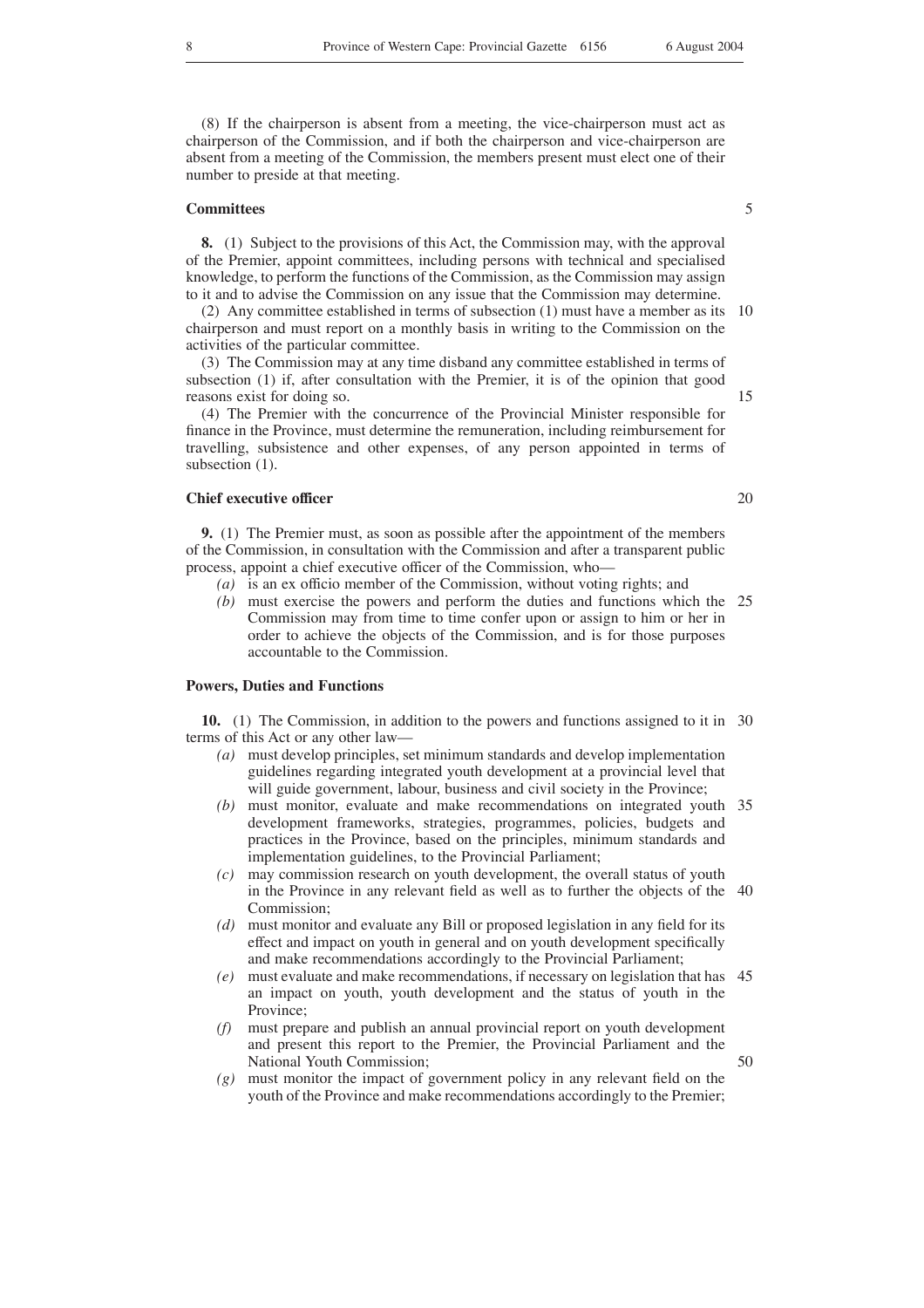(8) If the chairperson is absent from a meeting, the vice-chairperson must act as chairperson of the Commission, and if both the chairperson and vice-chairperson are absent from a meeting of the Commission, the members present must elect one of their number to preside at that meeting.

**Committees**

**8.** (1) Subject to the provisions of this Act, the Commission may, with the approval of the Premier, appoint committees, including persons with technical and specialised knowledge, to perform the functions of the Commission, as the Commission may assign to it and to advise the Commission on any issue that the Commission may determine.

(2) Any committee established in terms of subsection (1) must have a member as its chairperson and must report on a monthly basis in writing to the Commission on the activities of the particular committee.

(3) The Commission may at any time disband any committee established in terms of subsection (1) if, after consultation with the Premier, it is of the opinion that good reasons exist for doing so.

(4) The Premier with the concurrence of the Provincial Minister responsible for finance in the Province, must determine the remuneration, including reimbursement for travelling, subsistence and other expenses, of any person appointed in terms of subsection (1).

**Chief executive officer**

**9.** (1) The Premier must, as soon as possible after the appointment of the members of the Commission, in consultation with the Commission and after a transparent public process, appoint a chief executive officer of the Commission, who—

*(a)* is an ex officio member of the Commission, without voting rights; and

*(b)* must exercise the powers and perform the duties and functions which the Commission may from time to time confer upon or assign to him or her in order to achieve the objects of the Commission, and is for those purposes accountable to the Commission.

**Powers, Duties and Functions**

**10.** (1) The Commission, in addition to the powers and functions assigned to it in terms of this Act or any other law—

*(a)* must develop principles, set minimum standards and develop implementation guidelines regarding integrated youth development at a provincial level that will guide government, labour, business and civil society in the Province;

*(b)* must monitor, evaluate and make recommendations on integrated youth development frameworks, strategies, programmes, policies, budgets and practices in the Province, based on the principles, minimum standards and implementation guidelines, to the Provincial Parliament;

*(c)* may commission research on youth development, the overall status of youth in the Province in any relevant field as well as to further the objects of the Commission;

*(d)* must monitor and evaluate any Bill or proposed legislation in any field for its effect and impact on youth in general and on youth development specifically and make recommendations accordingly to the Provincial Parliament;

*(e)* must evaluate and make recommendations, if necessary on legislation that has an impact on youth, youth development and the status of youth in the Province;

*(f)* must prepare and publish an annual provincial report on youth development and present this report to the Premier, the Provincial Parliament and the National Youth Commission;

*(g)* must monitor the impact of government policy in any relevant field on the youth of the Province and make recommendations accordingly to the Premier;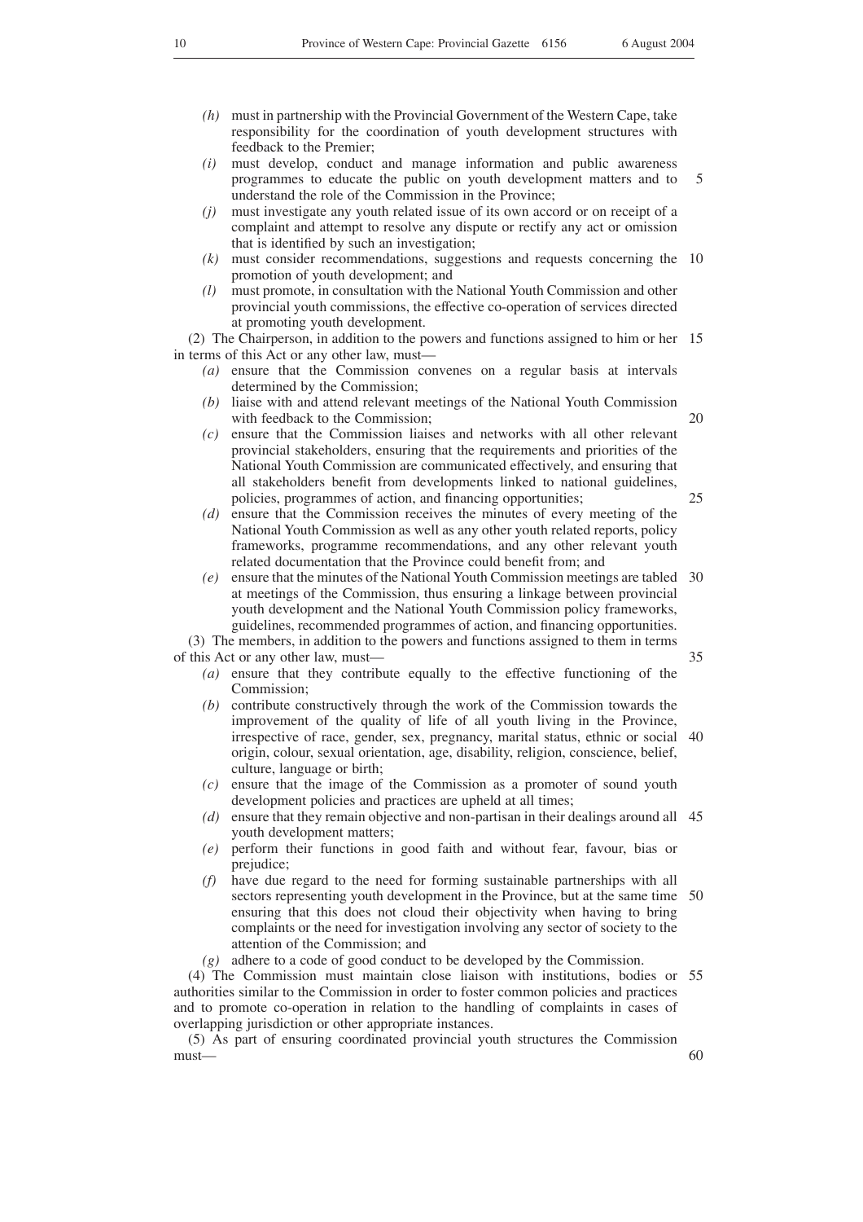*(h)* must in partnership with the Provincial Government of the Western Cape, take responsibility for the coordination of youth development structures with feedback to the Premier;

*(i)* must develop, conduct and manage information and public awareness programmes to educate the public on youth development matters and to understand the role of the Commission in the Province;

*(j)* must investigate any youth related issue of its own accord or on receipt of a complaint and attempt to resolve any dispute or rectify any act or omission that is identified by such an investigation;

*(k)* must consider recommendations, suggestions and requests concerning the promotion of youth development; and

*(l)* must promote, in consultation with the National Youth Commission and other provincial youth commissions, the effective co-operation of services directed at promoting youth development.

(2) The Chairperson, in addition to the powers and functions assigned to him or her in terms of this Act or any other law, must—

*(a)* ensure that the Commission convenes on a regular basis at intervals determined by the Commission;

*(b)* liaise with and attend relevant meetings of the National Youth Commission with feedback to the Commission;

*(c)* ensure that the Commission liaises and networks with all other relevant provincial stakeholders, ensuring that the requirements and priorities of the National Youth Commission are communicated effectively, and ensuring that all stakeholders benefit from developments linked to national guidelines, policies, programmes of action, and financing opportunities;

*(d)* ensure that the Commission receives the minutes of every meeting of the National Youth Commission as well as any other youth related reports, policy frameworks, programme recommendations, and any other relevant youth related documentation that the Province could benefit from; and

*(e)* ensure that the minutes of the National Youth Commission meetings are tabled at meetings of the Commission, thus ensuring a linkage between provincial youth development and the National Youth Commission policy frameworks, guidelines, recommended programmes of action, and financing opportunities.

(3) The members, in addition to the powers and functions assigned to them in terms of this Act or any other law, must—

*(a)* ensure that they contribute equally to the effective functioning of the Commission;

*(b)* contribute constructively through the work of the Commission towards the improvement of the quality of life of all youth living in the Province, irrespective of race, gender, sex, pregnancy, marital status, ethnic or social origin, colour, sexual orientation, age, disability, religion, conscience, belief, culture, language or birth;

*(c)* ensure that the image of the Commission as a promoter of sound youth development policies and practices are upheld at all times;

*(d)* ensure that they remain objective and non-partisan in their dealings around all youth development matters;

*(e)* perform their functions in good faith and without fear, favour, bias or prejudice;

*(f)* have due regard to the need for forming sustainable partnerships with all sectors representing youth development in the Province, but at the same time ensuring that this does not cloud their objectivity when having to bring complaints or the need for investigation involving any sector of society to the attention of the Commission; and

*(g)* adhere to a code of good conduct to be developed by the Commission.

(4) The Commission must maintain close liaison with institutions, bodies or authorities similar to the Commission in order to foster common policies and practices and to promote co-operation in relation to the handling of complaints in cases of overlapping jurisdiction or other appropriate instances.

(5) As part of ensuring coordinated provincial youth structures the Commission must—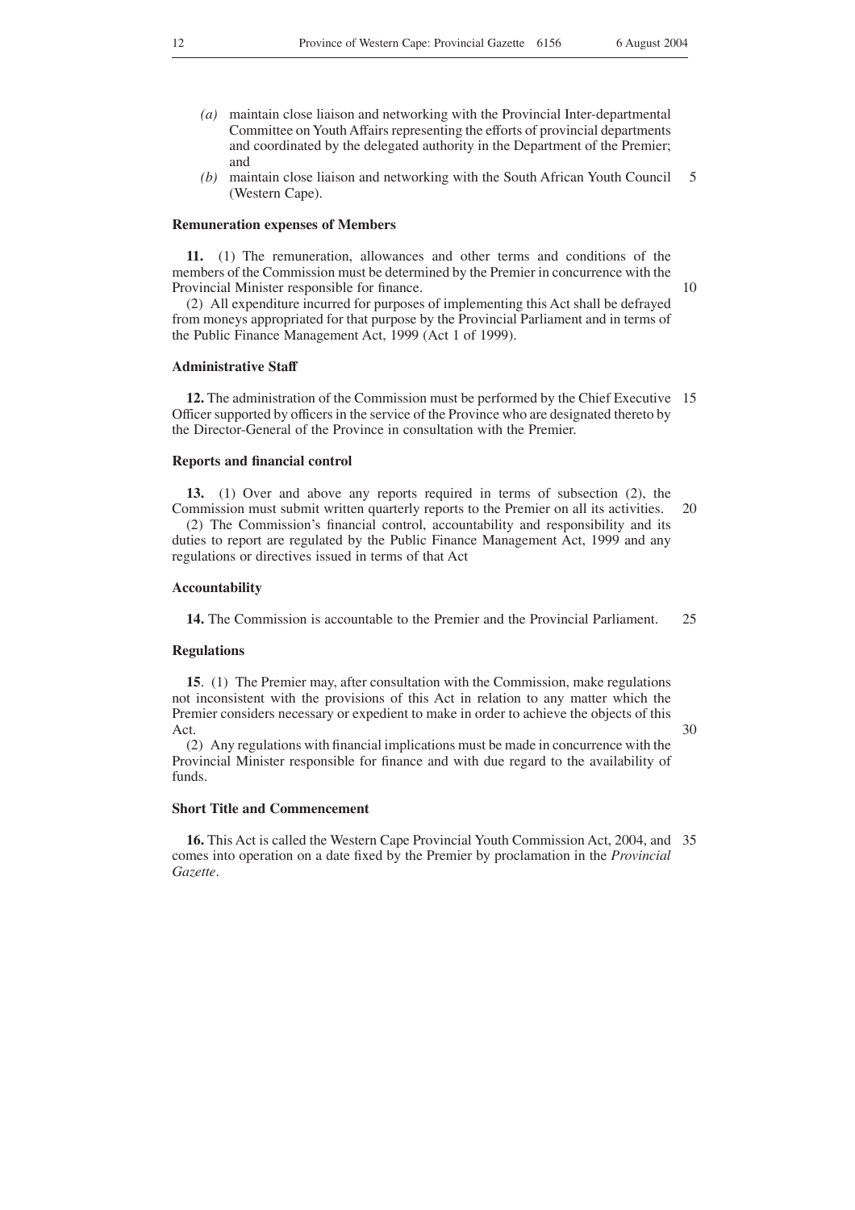- *(a)* maintain close liaison and networking with the Provincial Inter-departmental Committee on Youth Affairs representing the efforts of provincial departments and coordinated by the delegated authority in the Department of the Premier; and
- *(b)* maintain close liaison and networking with the South African Youth Council (Western Cape).

**Remuneration expenses of Members**

**11.** (1) The remuneration, allowances and other terms and conditions of the members of the Commission must be determined by the Premier in concurrence with the Provincial Minister responsible for finance.

(2) All expenditure incurred for purposes of implementing this Act shall be defrayed from moneys appropriated for that purpose by the Provincial Parliament and in terms of the Public Finance Management Act, 1999 (Act 1 of 1999).

**Administrative Staff**

**12.** The administration of the Commission must be performed by the Chief Executive Officer supported by officers in the service of the Province who are designated thereto by the Director-General of the Province in consultation with the Premier.

**Reports and financial control**

**13.** (1) Over and above any reports required in terms of subsection (2), the Commission must submit written quarterly reports to the Premier on all its activities.

(2) The Commission's financial control, accountability and responsibility and its duties to report are regulated by the Public Finance Management Act, 1999 and any regulations or directives issued in terms of that Act

**Accountability**

**14.** The Commission is accountable to the Premier and the Provincial Parliament.

**Regulations**

**15**. (1) The Premier may, after consultation with the Commission, make regulations not inconsistent with the provisions of this Act in relation to any matter which the Premier considers necessary or expedient to make in order to achieve the objects of this Act.

(2) Any regulations with financial implications must be made in concurrence with the Provincial Minister responsible for finance and with due regard to the availability of funds.

**Short Title and Commencement**

**16.** This Act is called the Western Cape Provincial Youth Commission Act, 2004, and comes into operation on a date fixed by the Premier by proclamation in the *Provincial Gazette*.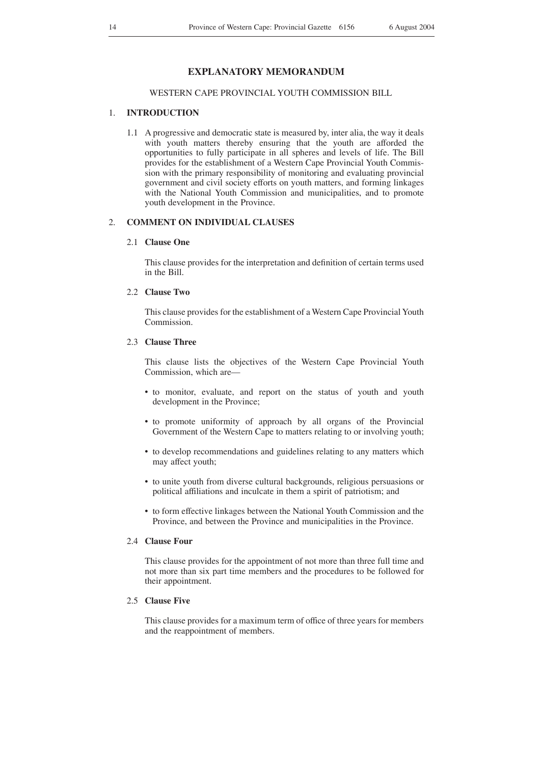# EXPLANATORY MEMORANDUM

WESTERN CAPE PROVINCIAL YOUTH COMMISSION BILL

## 1. INTRODUCTION

1.1 A progressive and democratic state is measured by, inter alia, the way it deals with youth matters thereby ensuring that the youth are afforded the opportunities to fully participate in all spheres and levels of life. The Bill provides for the establishment of a Western Cape Provincial Youth Commission with the primary responsibility of monitoring and evaluating provincial government and civil society efforts on youth matters, and forming linkages with the National Youth Commission and municipalities, and to promote youth development in the Province.

## 2. COMMENT ON INDIVIDUAL CLAUSES

### 2.1 Clause One

This clause provides for the interpretation and definition of certain terms used in the Bill.

### 2.2 Clause Two

This clause provides for the establishment of a Western Cape Provincial Youth Commission.

### 2.3 Clause Three

This clause lists the objectives of the Western Cape Provincial Youth Commission, which are—

- to monitor, evaluate, and report on the status of youth and youth development in the Province;
- to promote uniformity of approach by all organs of the Provincial Government of the Western Cape to matters relating to or involving youth;
- to develop recommendations and guidelines relating to any matters which may affect youth;
- to unite youth from diverse cultural backgrounds, religious persuasions or political affiliations and inculcate in them a spirit of patriotism; and
- to form effective linkages between the National Youth Commission and the Province, and between the Province and municipalities in the Province.

### 2.4 Clause Four

This clause provides for the appointment of not more than three full time and not more than six part time members and the procedures to be followed for their appointment.

### 2.5 Clause Five

This clause provides for a maximum term of office of three years for members and the reappointment of members.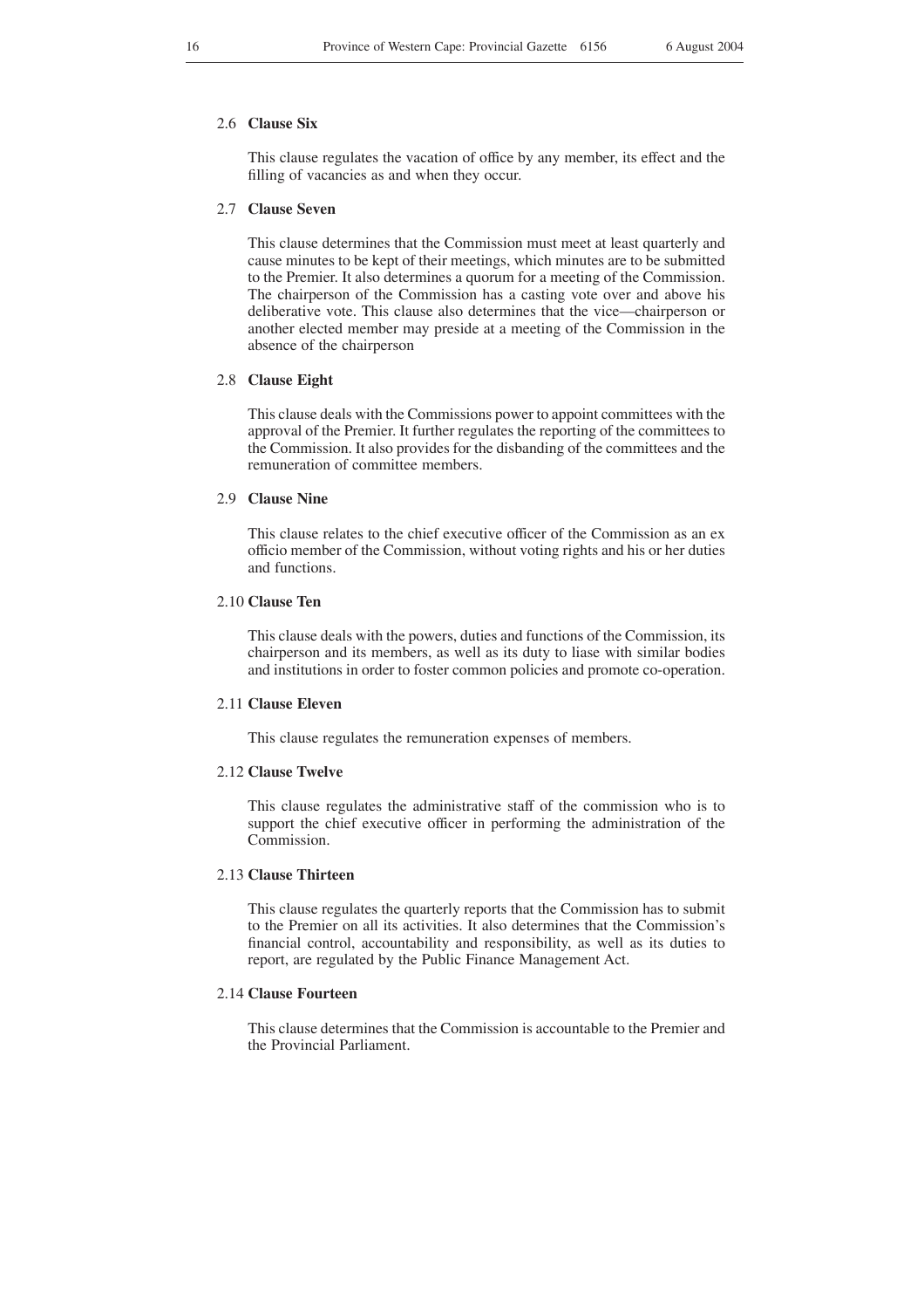### 2.6 Clause Six

This clause regulates the vacation of office by any member, its effect and the filling of vacancies as and when they occur.

### 2.7 Clause Seven

This clause determines that the Commission must meet at least quarterly and cause minutes to be kept of their meetings, which minutes are to be submitted to the Premier. It also determines a quorum for a meeting of the Commission. The chairperson of the Commission has a casting vote over and above his deliberative vote. This clause also determines that the vice—chairperson or another elected member may preside at a meeting of the Commission in the absence of the chairperson

### 2.8 Clause Eight

This clause deals with the Commissions power to appoint committees with the approval of the Premier. It further regulates the reporting of the committees to the Commission. It also provides for the disbanding of the committees and the remuneration of committee members.

### 2.9 Clause Nine

This clause relates to the chief executive officer of the Commission as an ex officio member of the Commission, without voting rights and his or her duties and functions.

### 2.10 Clause Ten

This clause deals with the powers, duties and functions of the Commission, its chairperson and its members, as well as its duty to liase with similar bodies and institutions in order to foster common policies and promote co-operation.

### 2.11 Clause Eleven

This clause regulates the remuneration expenses of members.

### 2.12 Clause Twelve

This clause regulates the administrative staff of the commission who is to support the chief executive officer in performing the administration of the Commission.

### 2.13 Clause Thirteen

This clause regulates the quarterly reports that the Commission has to submit to the Premier on all its activities. It also determines that the Commission's financial control, accountability and responsibility, as well as its duties to report, are regulated by the Public Finance Management Act.

### 2.14 Clause Fourteen

This clause determines that the Commission is accountable to the Premier and the Provincial Parliament.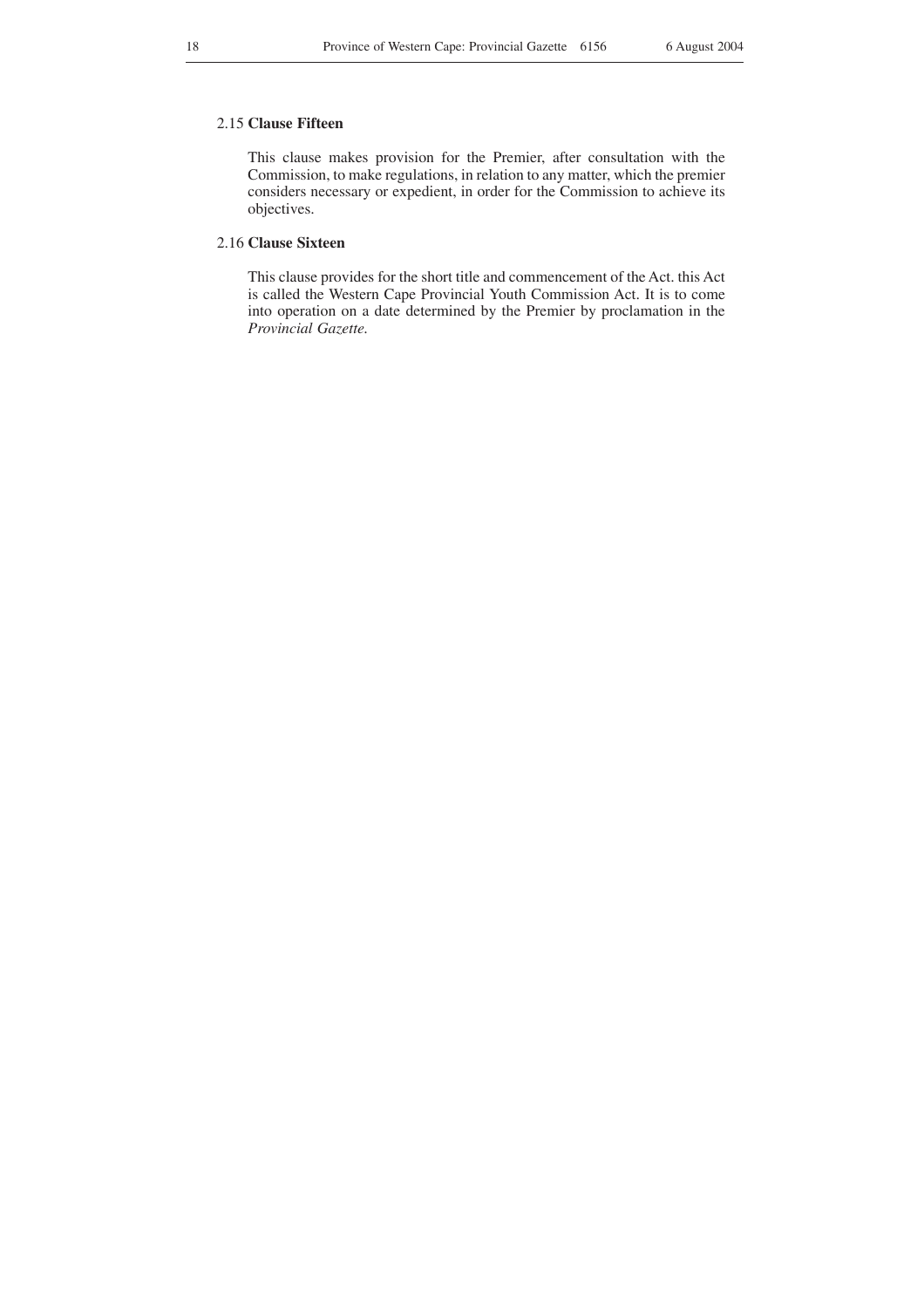### 2.15 **Clause Fifteen**

This clause makes provision for the Premier, after consultation with the Commission, to make regulations, in relation to any matter, which the premier considers necessary or expedient, in order for the Commission to achieve its objectives.

### 2.16 **Clause Sixteen**

This clause provides for the short title and commencement of the Act. this Act is called the Western Cape Provincial Youth Commission Act. It is to come into operation on a date determined by the Premier by proclamation in the *Provincial Gazette.*